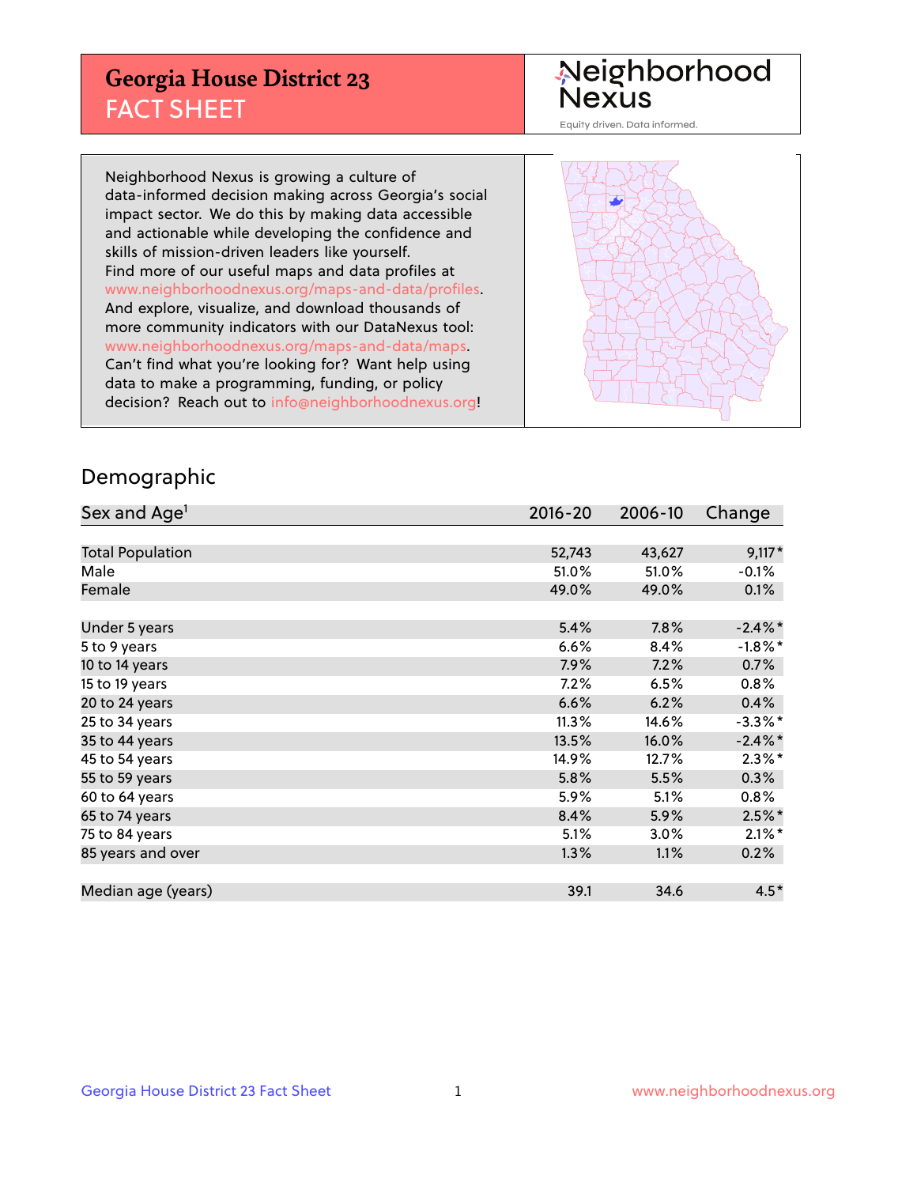# Georgia House District 23
## FACT SHEET

Neighborhood Nexus

Equity driven. Data informed.

Neighborhood Nexus is growing a culture of data-informed decision making across Georgia's social impact sector. We do this by making data accessible and actionable while developing the confidence and skills of mission-driven leaders like yourself. Find more of our useful maps and data profiles at www.neighborhoodnexus.org/maps-and-data/profiles. And explore, visualize, and download thousands of more community indicators with our DataNexus tool: www.neighborhoodnexus.org/maps-and-data/maps. Can't find what you're looking for? Want help using data to make a programming, funding, or policy decision? Reach out to info@neighborhoodnexus.org!

## Demographic

| Sex and Age[1] | 2016-20 | 2006-10 | Change |
|---|---|---|---|
| Total Population | 52,743 | 43,627 | 9,117* |
| Male | 51.0% | 51.0% | -0.1% |
| Female | 49.0% | 49.0% | 0.1% |
| | | | |
| Under 5 years | 5.4% | 7.8% | -2.4%* |
| 5 to 9 years | 6.6% | 8.4% | -1.8%* |
| 10 to 14 years | 7.9% | 7.2% | 0.7% |
| 15 to 19 years | 7.2% | 6.5% | 0.8% |
| 20 to 24 years | 6.6% | 6.2% | 0.4% |
| 25 to 34 years | 11.3% | 14.6% | -3.3%* |
| 35 to 44 years | 13.5% | 16.0% | -2.4%* |
| 45 to 54 years | 14.9% | 12.7% | 2.3%* |
| 55 to 59 years | 5.8% | 5.5% | 0.3% |
| 60 to 64 years | 5.9% | 5.1% | 0.8% |
| 65 to 74 years | 8.4% | 5.9% | 2.5%* |
| 75 to 84 years | 5.1% | 3.0% | 2.1%* |
| 85 years and over | 1.3% | 1.1% | 0.2% |
| | | | |
| Median age (years) | 39.1 | 34.6 | 4.5* |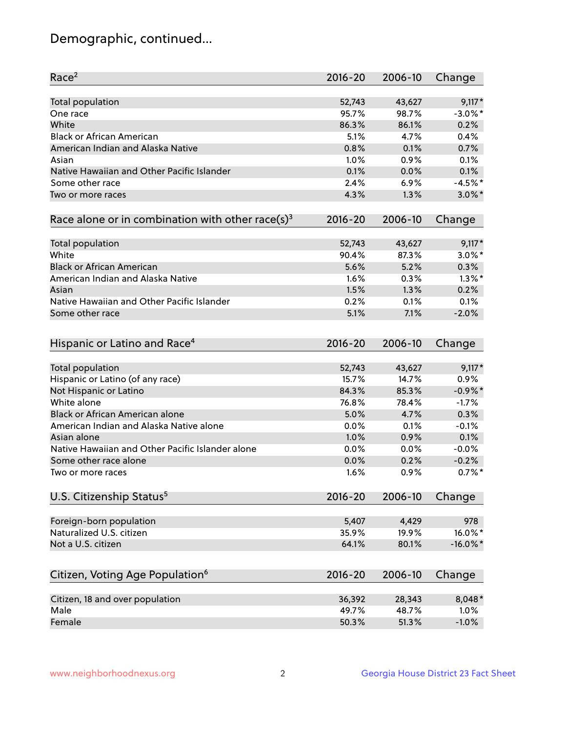# Demographic, continued...

| Race[2] | 2016-20 | 2006-10 | Change |
|---|---|---|---|
| Total population | 52,743 | 43,627 | 9,117* |
| One race | 95.7% | 98.7% | -3.0%* |
| White | 86.3% | 86.1% | 0.2% |
| Black or African American | 5.1% | 4.7% | 0.4% |
| American Indian and Alaska Native | 0.8% | 0.1% | 0.7% |
| Asian | 1.0% | 0.9% | 0.1% |
| Native Hawaiian and Other Pacific Islander | 0.1% | 0.0% | 0.1% |
| Some other race | 2.4% | 6.9% | -4.5%* |
| Two or more races | 4.3% | 1.3% | 3.0%* |

| Race alone or in combination with other race(s)[3] | 2016-20 | 2006-10 | Change |
|---|---|---|---|
| Total population | 52,743 | 43,627 | 9,117* |
| White | 90.4% | 87.3% | 3.0%* |
| Black or African American | 5.6% | 5.2% | 0.3% |
| American Indian and Alaska Native | 1.6% | 0.3% | 1.3%* |
| Asian | 1.5% | 1.3% | 0.2% |
| Native Hawaiian and Other Pacific Islander | 0.2% | 0.1% | 0.1% |
| Some other race | 5.1% | 7.1% | -2.0% |

| Hispanic or Latino and Race[4] | 2016-20 | 2006-10 | Change |
|---|---|---|---|
| Total population | 52,743 | 43,627 | 9,117* |
| Hispanic or Latino (of any race) | 15.7% | 14.7% | 0.9% |
| Not Hispanic or Latino | 84.3% | 85.3% | -0.9%* |
| White alone | 76.8% | 78.4% | -1.7% |
| Black or African American alone | 5.0% | 4.7% | 0.3% |
| American Indian and Alaska Native alone | 0.0% | 0.1% | -0.1% |
| Asian alone | 1.0% | 0.9% | 0.1% |
| Native Hawaiian and Other Pacific Islander alone | 0.0% | 0.0% | -0.0% |
| Some other race alone | 0.0% | 0.2% | -0.2% |
| Two or more races | 1.6% | 0.9% | 0.7%* |

| U.S. Citizenship Status[5] | 2016-20 | 2006-10 | Change |
|---|---|---|---|
| Foreign-born population | 5,407 | 4,429 | 978 |
| Naturalized U.S. citizen | 35.9% | 19.9% | 16.0%* |
| Not a U.S. citizen | 64.1% | 80.1% | -16.0%* |

| Citizen, Voting Age Population[6] | 2016-20 | 2006-10 | Change |
|---|---|---|---|
| Citizen, 18 and over population | 36,392 | 28,343 | 8,048* |
| Male | 49.7% | 48.7% | 1.0% |
| Female | 50.3% | 51.3% | -1.0% |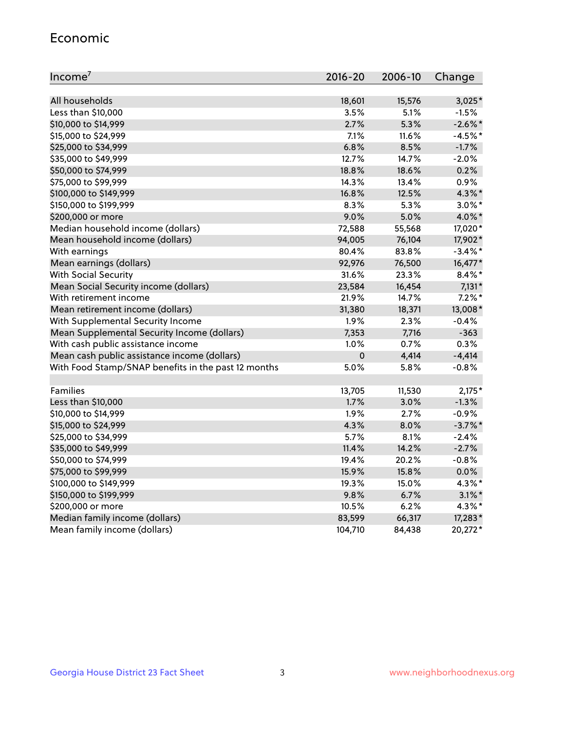## Economic

| Income[7] | 2016-20 | 2006-10 | Change |
|---|---|---|---|
| All households | 18,601 | 15,576 | 3,025* |
| Less than $10,000 | 3.5% | 5.1% | -1.5% |
| $10,000 to $14,999 | 2.7% | 5.3% | -2.6%* |
| $15,000 to $24,999 | 7.1% | 11.6% | -4.5%* |
| $25,000 to $34,999 | 6.8% | 8.5% | -1.7% |
| $35,000 to $49,999 | 12.7% | 14.7% | -2.0% |
| $50,000 to $74,999 | 18.8% | 18.6% | 0.2% |
| $75,000 to $99,999 | 14.3% | 13.4% | 0.9% |
| $100,000 to $149,999 | 16.8% | 12.5% | 4.3%* |
| $150,000 to $199,999 | 8.3% | 5.3% | 3.0%* |
| $200,000 or more | 9.0% | 5.0% | 4.0%* |
| Median household income (dollars) | 72,588 | 55,568 | 17,020* |
| Mean household income (dollars) | 94,005 | 76,104 | 17,902* |
| With earnings | 80.4% | 83.8% | -3.4%* |
| Mean earnings (dollars) | 92,976 | 76,500 | 16,477* |
| With Social Security | 31.6% | 23.3% | 8.4%* |
| Mean Social Security income (dollars) | 23,584 | 16,454 | 7,131* |
| With retirement income | 21.9% | 14.7% | 7.2%* |
| Mean retirement income (dollars) | 31,380 | 18,371 | 13,008* |
| With Supplemental Security Income | 1.9% | 2.3% | -0.4% |
| Mean Supplemental Security Income (dollars) | 7,353 | 7,716 | -363 |
| With cash public assistance income | 1.0% | 0.7% | 0.3% |
| Mean cash public assistance income (dollars) | 0 | 4,414 | -4,414 |
| With Food Stamp/SNAP benefits in the past 12 months | 5.0% | 5.8% | -0.8% |
| | | | |
| Families | 13,705 | 11,530 | 2,175* |
| Less than $10,000 | 1.7% | 3.0% | -1.3% |
| $10,000 to $14,999 | 1.9% | 2.7% | -0.9% |
| $15,000 to $24,999 | 4.3% | 8.0% | -3.7%* |
| $25,000 to $34,999 | 5.7% | 8.1% | -2.4% |
| $35,000 to $49,999 | 11.4% | 14.2% | -2.7% |
| $50,000 to $74,999 | 19.4% | 20.2% | -0.8% |
| $75,000 to $99,999 | 15.9% | 15.8% | 0.0% |
| $100,000 to $149,999 | 19.3% | 15.0% | 4.3%* |
| $150,000 to $199,999 | 9.8% | 6.7% | 3.1%* |
| $200,000 or more | 10.5% | 6.2% | 4.3%* |
| Median family income (dollars) | 83,599 | 66,317 | 17,283* |
| Mean family income (dollars) | 104,710 | 84,438 | 20,272* |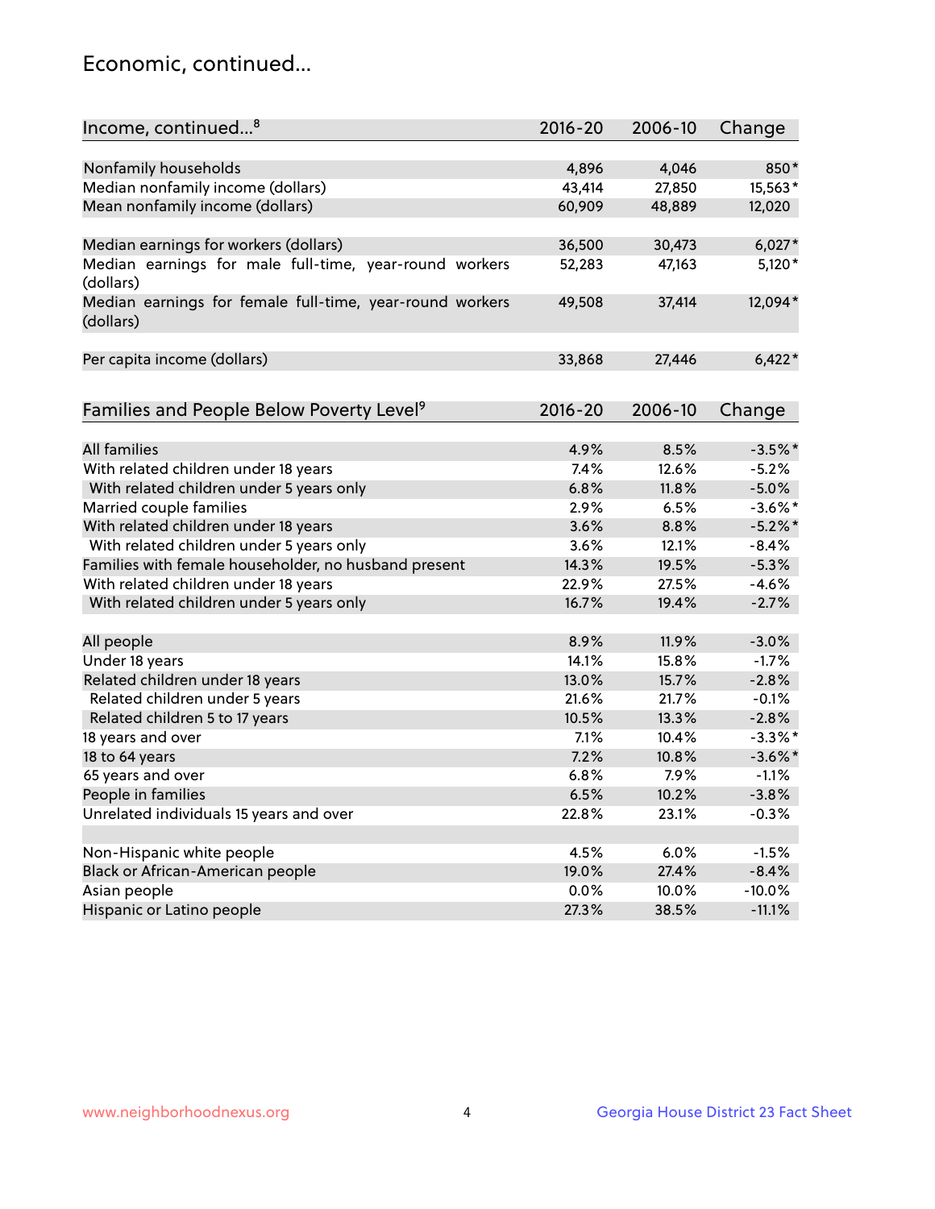# Economic, continued...

| Income, continued...[8] | 2016-20 | 2006-10 | Change |
|---|---|---|---|
| Nonfamily households | 4,896 | 4,046 | 850* |
| Median nonfamily income (dollars) | 43,414 | 27,850 | 15,563* |
| Mean nonfamily income (dollars) | 60,909 | 48,889 | 12,020 |
| | | | |
| Median earnings for workers (dollars) | 36,500 | 30,473 | 6,027* |
| Median earnings for male full-time, year-round workers (dollars) | 52,283 | 47,163 | 5,120* |
| Median earnings for female full-time, year-round workers (dollars) | 49,508 | 37,414 | 12,094* |
| | | | |
| Per capita income (dollars) | 33,868 | 27,446 | 6,422* |

| Families and People Below Poverty Level[9] | 2016-20 | 2006-10 | Change |
|---|---|---|---|
| All families | 4.9% | 8.5% | -3.5%* |
| With related children under 18 years | 7.4% | 12.6% | -5.2% |
| With related children under 5 years only | 6.8% | 11.8% | -5.0% |
| Married couple families | 2.9% | 6.5% | -3.6%* |
| With related children under 18 years | 3.6% | 8.8% | -5.2%* |
| With related children under 5 years only | 3.6% | 12.1% | -8.4% |
| Families with female householder, no husband present | 14.3% | 19.5% | -5.3% |
| With related children under 18 years | 22.9% | 27.5% | -4.6% |
| With related children under 5 years only | 16.7% | 19.4% | -2.7% |
| | | | |
| All people | 8.9% | 11.9% | -3.0% |
| Under 18 years | 14.1% | 15.8% | -1.7% |
| Related children under 18 years | 13.0% | 15.7% | -2.8% |
| Related children under 5 years | 21.6% | 21.7% | -0.1% |
| Related children 5 to 17 years | 10.5% | 13.3% | -2.8% |
| 18 years and over | 7.1% | 10.4% | -3.3%* |
| 18 to 64 years | 7.2% | 10.8% | -3.6%* |
| 65 years and over | 6.8% | 7.9% | -1.1% |
| People in families | 6.5% | 10.2% | -3.8% |
| Unrelated individuals 15 years and over | 22.8% | 23.1% | -0.3% |
| | | | |
| Non-Hispanic white people | 4.5% | 6.0% | -1.5% |
| Black or African-American people | 19.0% | 27.4% | -8.4% |
| Asian people | 0.0% | 10.0% | -10.0% |
| Hispanic or Latino people | 27.3% | 38.5% | -11.1% |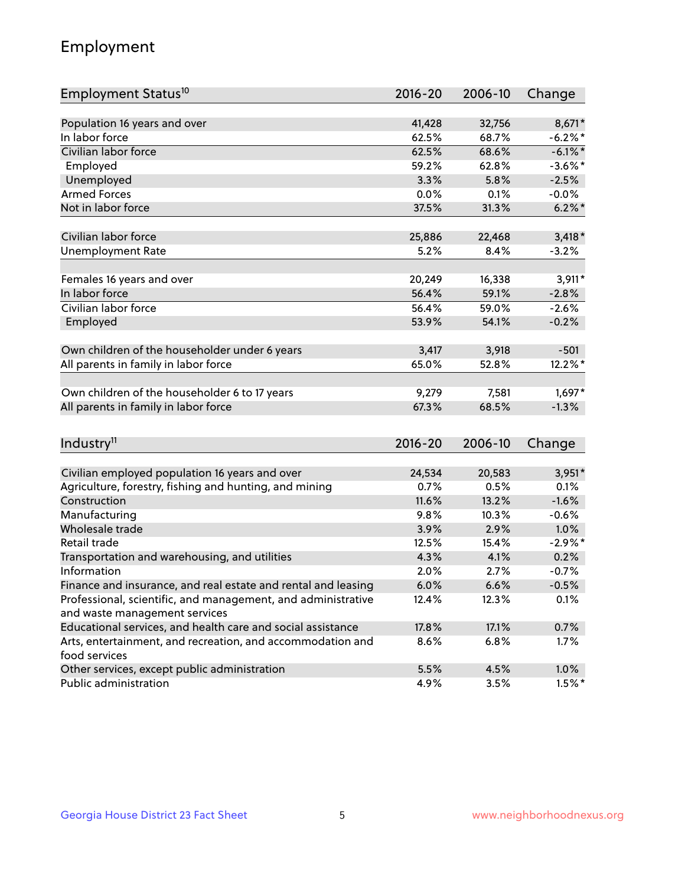# Employment

| Employment Status[10] | 2016-20 | 2006-10 | Change |
|---|---|---|---|
| Population 16 years and over | 41,428 | 32,756 | 8,671* |
| In labor force | 62.5% | 68.7% | -6.2%* |
| Civilian labor force | 62.5% | 68.6% | -6.1%* |
| Employed | 59.2% | 62.8% | -3.6%* |
| Unemployed | 3.3% | 5.8% | -2.5% |
| Armed Forces | 0.0% | 0.1% | -0.0% |
| Not in labor force | 37.5% | 31.3% | 6.2%* |
| | | | |
| Civilian labor force | 25,886 | 22,468 | 3,418* |
| Unemployment Rate | 5.2% | 8.4% | -3.2% |
| | | | |
| Females 16 years and over | 20,249 | 16,338 | 3,911* |
| In labor force | 56.4% | 59.1% | -2.8% |
| Civilian labor force | 56.4% | 59.0% | -2.6% |
| Employed | 53.9% | 54.1% | -0.2% |
| | | | |
| Own children of the householder under 6 years | 3,417 | 3,918 | -501 |
| All parents in family in labor force | 65.0% | 52.8% | 12.2%* |
| | | | |
| Own children of the householder 6 to 17 years | 9,279 | 7,581 | 1,697* |
| All parents in family in labor force | 67.3% | 68.5% | -1.3% |

| Industry[11] | 2016-20 | 2006-10 | Change |
|---|---|---|---|
| Civilian employed population 16 years and over | 24,534 | 20,583 | 3,951* |
| Agriculture, forestry, fishing and hunting, and mining | 0.7% | 0.5% | 0.1% |
| Construction | 11.6% | 13.2% | -1.6% |
| Manufacturing | 9.8% | 10.3% | -0.6% |
| Wholesale trade | 3.9% | 2.9% | 1.0% |
| Retail trade | 12.5% | 15.4% | -2.9%* |
| Transportation and warehousing, and utilities | 4.3% | 4.1% | 0.2% |
| Information | 2.0% | 2.7% | -0.7% |
| Finance and insurance, and real estate and rental and leasing | 6.0% | 6.6% | -0.5% |
| Professional, scientific, and management, and administrative and waste management services | 12.4% | 12.3% | 0.1% |
| Educational services, and health care and social assistance | 17.8% | 17.1% | 0.7% |
| Arts, entertainment, and recreation, and accommodation and food services | 8.6% | 6.8% | 1.7% |
| Other services, except public administration | 5.5% | 4.5% | 1.0% |
| Public administration | 4.9% | 3.5% | 1.5%* |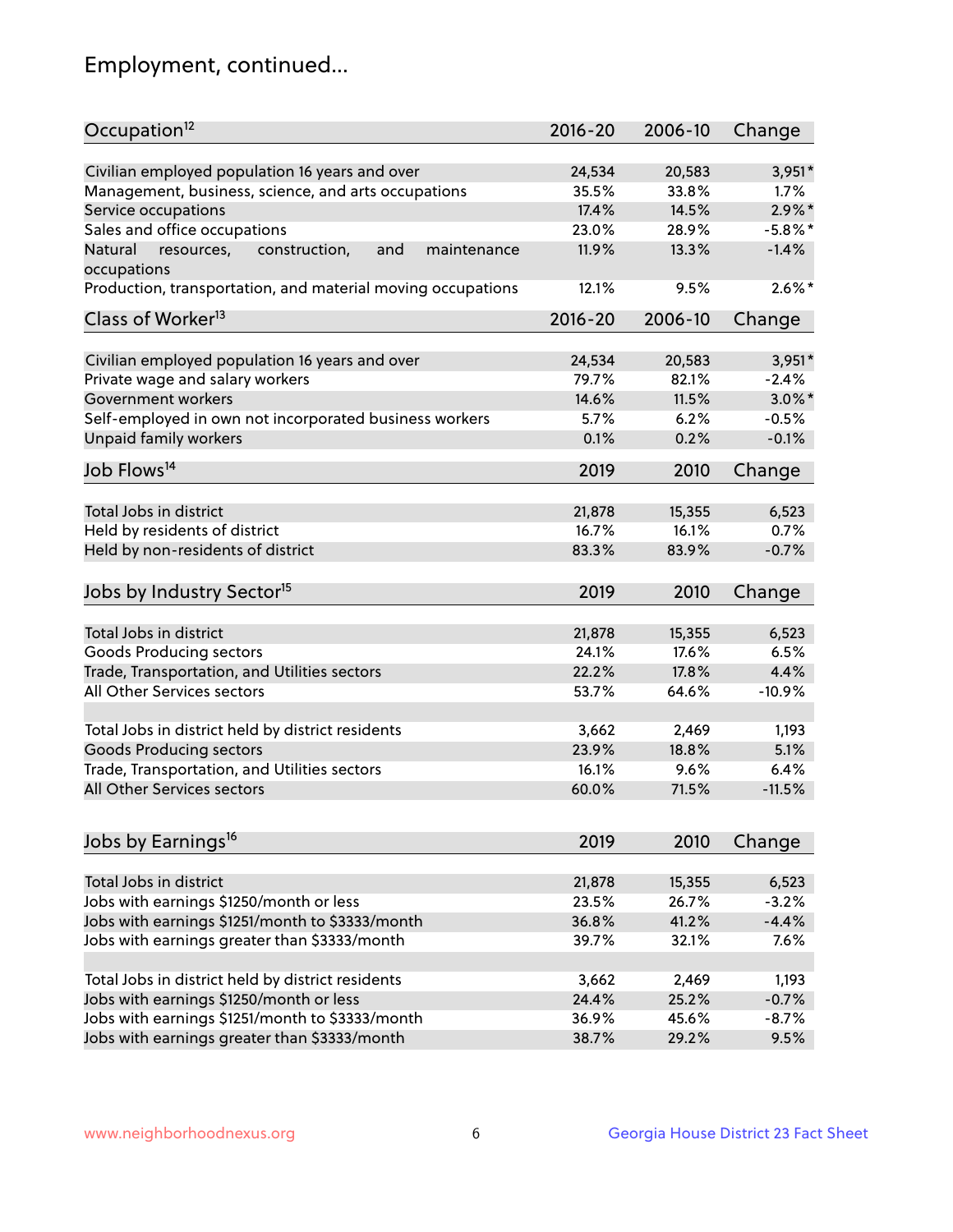# Employment, continued...

| Occupation[12] | 2016-20 | 2006-10 | Change |
|---|---|---|---|
| Civilian employed population 16 years and over | 24,534 | 20,583 | 3,951* |
| Management, business, science, and arts occupations | 35.5% | 33.8% | 1.7% |
| Service occupations | 17.4% | 14.5% | 2.9%* |
| Sales and office occupations | 23.0% | 28.9% | -5.8%* |
| Natural resources, construction, and maintenance occupations | 11.9% | 13.3% | -1.4% |
| Production, transportation, and material moving occupations | 12.1% | 9.5% | 2.6%* |

| Class of Worker[13] | 2016-20 | 2006-10 | Change |
|---|---|---|---|
| Civilian employed population 16 years and over | 24,534 | 20,583 | 3,951* |
| Private wage and salary workers | 79.7% | 82.1% | -2.4% |
| Government workers | 14.6% | 11.5% | 3.0%* |
| Self-employed in own not incorporated business workers | 5.7% | 6.2% | -0.5% |
| Unpaid family workers | 0.1% | 0.2% | -0.1% |

| Job Flows[14] | 2019 | 2010 | Change |
|---|---|---|---|
| Total Jobs in district | 21,878 | 15,355 | 6,523 |
| Held by residents of district | 16.7% | 16.1% | 0.7% |
| Held by non-residents of district | 83.3% | 83.9% | -0.7% |

| Jobs by Industry Sector[15] | 2019 | 2010 | Change |
|---|---|---|---|
| Total Jobs in district | 21,878 | 15,355 | 6,523 |
| Goods Producing sectors | 24.1% | 17.6% | 6.5% |
| Trade, Transportation, and Utilities sectors | 22.2% | 17.8% | 4.4% |
| All Other Services sectors | 53.7% | 64.6% | -10.9% |
| | | | |
| Total Jobs in district held by district residents | 3,662 | 2,469 | 1,193 |
| Goods Producing sectors | 23.9% | 18.8% | 5.1% |
| Trade, Transportation, and Utilities sectors | 16.1% | 9.6% | 6.4% |
| All Other Services sectors | 60.0% | 71.5% | -11.5% |

| Jobs by Earnings[16] | 2019 | 2010 | Change |
|---|---|---|---|
| Total Jobs in district | 21,878 | 15,355 | 6,523 |
| Jobs with earnings $1250/month or less | 23.5% | 26.7% | -3.2% |
| Jobs with earnings $1251/month to $3333/month | 36.8% | 41.2% | -4.4% |
| Jobs with earnings greater than $3333/month | 39.7% | 32.1% | 7.6% |
| | | | |
| Total Jobs in district held by district residents | 3,662 | 2,469 | 1,193 |
| Jobs with earnings $1250/month or less | 24.4% | 25.2% | -0.7% |
| Jobs with earnings $1251/month to $3333/month | 36.9% | 45.6% | -8.7% |
| Jobs with earnings greater than $3333/month | 38.7% | 29.2% | 9.5% |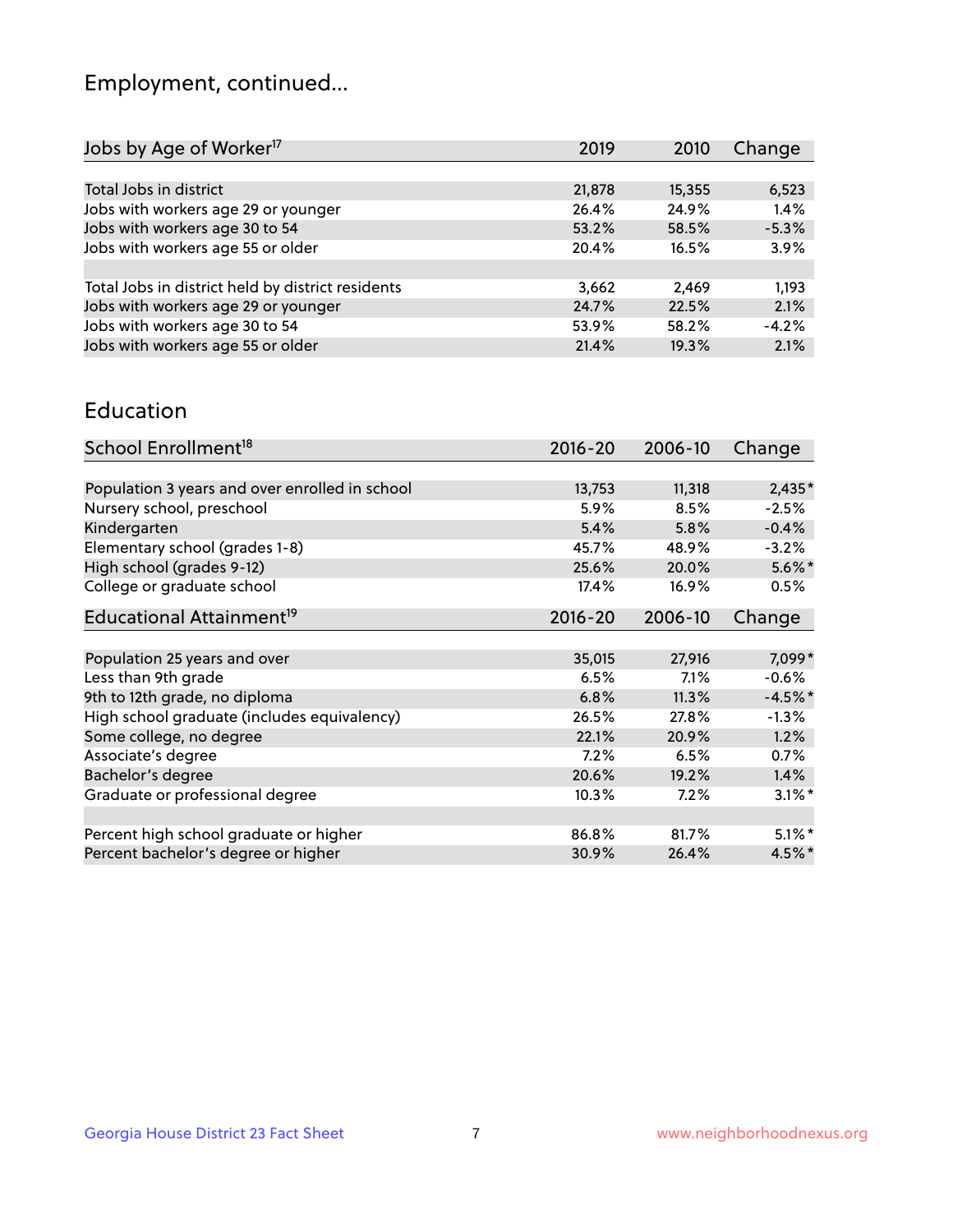# Employment, continued...

| Jobs by Age of Worker[17] | 2019 | 2010 | Change |
|---|---|---|---|
| Total Jobs in district | 21,878 | 15,355 | 6,523 |
| Jobs with workers age 29 or younger | 26.4% | 24.9% | 1.4% |
| Jobs with workers age 30 to 54 | 53.2% | 58.5% | -5.3% |
| Jobs with workers age 55 or older | 20.4% | 16.5% | 3.9% |
| | | | |
| Total Jobs in district held by district residents | 3,662 | 2,469 | 1,193 |
| Jobs with workers age 29 or younger | 24.7% | 22.5% | 2.1% |
| Jobs with workers age 30 to 54 | 53.9% | 58.2% | -4.2% |
| Jobs with workers age 55 or older | 21.4% | 19.3% | 2.1% |

## Education

| School Enrollment[18] | 2016-20 | 2006-10 | Change |
|---|---|---|---|
| Population 3 years and over enrolled in school | 13,753 | 11,318 | 2,435* |
| Nursery school, preschool | 5.9% | 8.5% | -2.5% |
| Kindergarten | 5.4% | 5.8% | -0.4% |
| Elementary school (grades 1-8) | 45.7% | 48.9% | -3.2% |
| High school (grades 9-12) | 25.6% | 20.0% | 5.6%* |
| College or graduate school | 17.4% | 16.9% | 0.5% |

| Educational Attainment[19] | 2016-20 | 2006-10 | Change |
|---|---|---|---|
| Population 25 years and over | 35,015 | 27,916 | 7,099* |
| Less than 9th grade | 6.5% | 7.1% | -0.6% |
| 9th to 12th grade, no diploma | 6.8% | 11.3% | -4.5%* |
| High school graduate (includes equivalency) | 26.5% | 27.8% | -1.3% |
| Some college, no degree | 22.1% | 20.9% | 1.2% |
| Associate's degree | 7.2% | 6.5% | 0.7% |
| Bachelor's degree | 20.6% | 19.2% | 1.4% |
| Graduate or professional degree | 10.3% | 7.2% | 3.1%* |
| | | | |
| Percent high school graduate or higher | 86.8% | 81.7% | 5.1%* |
| Percent bachelor's degree or higher | 30.9% | 26.4% | 4.5%* |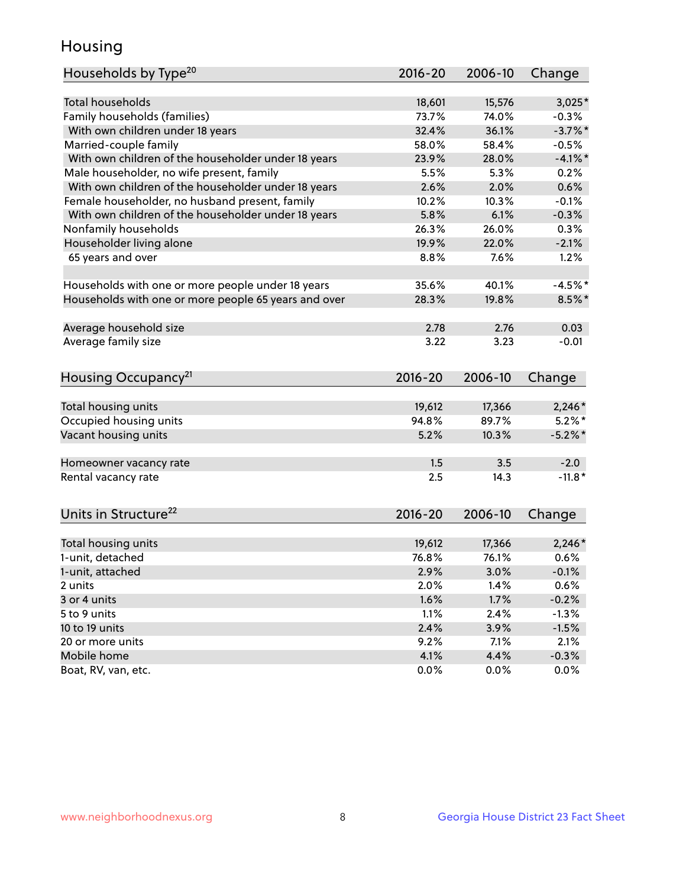# Housing

| Households by Type[20] | 2016-20 | 2006-10 | Change |
|---|---|---|---|
| Total households | 18,601 | 15,576 | 3,025* |
| Family households (families) | 73.7% | 74.0% | -0.3% |
| With own children under 18 years | 32.4% | 36.1% | -3.7%* |
| Married-couple family | 58.0% | 58.4% | -0.5% |
| With own children of the householder under 18 years | 23.9% | 28.0% | -4.1%* |
| Male householder, no wife present, family | 5.5% | 5.3% | 0.2% |
| With own children of the householder under 18 years | 2.6% | 2.0% | 0.6% |
| Female householder, no husband present, family | 10.2% | 10.3% | -0.1% |
| With own children of the householder under 18 years | 5.8% | 6.1% | -0.3% |
| Nonfamily households | 26.3% | 26.0% | 0.3% |
| Householder living alone | 19.9% | 22.0% | -2.1% |
| 65 years and over | 8.8% | 7.6% | 1.2% |
| Households with one or more people under 18 years | 35.6% | 40.1% | -4.5%* |
| Households with one or more people 65 years and over | 28.3% | 19.8% | 8.5%* |
| Average household size | 2.78 | 2.76 | 0.03 |
| Average family size | 3.22 | 3.23 | -0.01 |

| Housing Occupancy[21] | 2016-20 | 2006-10 | Change |
|---|---|---|---|
| Total housing units | 19,612 | 17,366 | 2,246* |
| Occupied housing units | 94.8% | 89.7% | 5.2%* |
| Vacant housing units | 5.2% | 10.3% | -5.2%* |
| Homeowner vacancy rate | 1.5 | 3.5 | -2.0 |
| Rental vacancy rate | 2.5 | 14.3 | -11.8* |

| Units in Structure[22] | 2016-20 | 2006-10 | Change |
|---|---|---|---|
| Total housing units | 19,612 | 17,366 | 2,246* |
| 1-unit, detached | 76.8% | 76.1% | 0.6% |
| 1-unit, attached | 2.9% | 3.0% | -0.1% |
| 2 units | 2.0% | 1.4% | 0.6% |
| 3 or 4 units | 1.6% | 1.7% | -0.2% |
| 5 to 9 units | 1.1% | 2.4% | -1.3% |
| 10 to 19 units | 2.4% | 3.9% | -1.5% |
| 20 or more units | 9.2% | 7.1% | 2.1% |
| Mobile home | 4.1% | 4.4% | -0.3% |
| Boat, RV, van, etc. | 0.0% | 0.0% | 0.0% |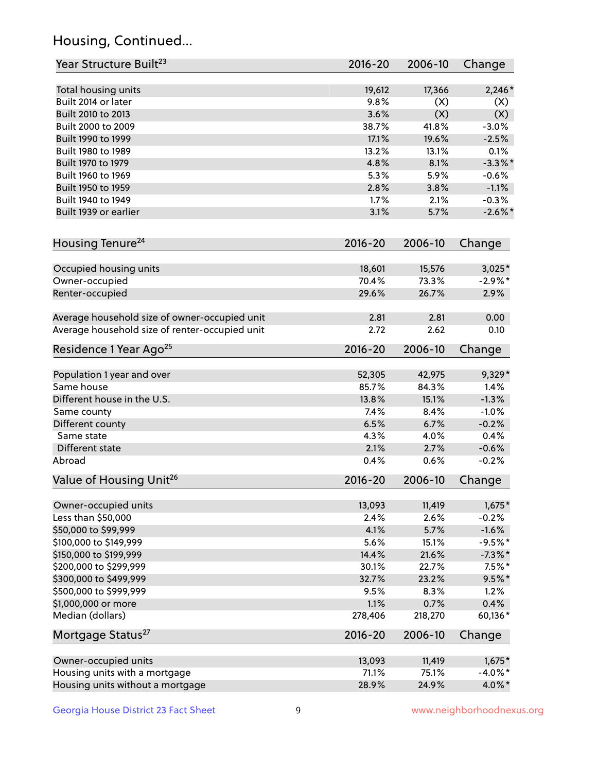## Housing, Continued...

| Year Structure Built[23] | 2016-20 | 2006-10 | Change |
|---|---|---|---|
| Total housing units | 19,612 | 17,366 | 2,246* |
| Built 2014 or later | 9.8% | (X) | (X) |
| Built 2010 to 2013 | 3.6% | (X) | (X) |
| Built 2000 to 2009 | 38.7% | 41.8% | -3.0% |
| Built 1990 to 1999 | 17.1% | 19.6% | -2.5% |
| Built 1980 to 1989 | 13.2% | 13.1% | 0.1% |
| Built 1970 to 1979 | 4.8% | 8.1% | -3.3%* |
| Built 1960 to 1969 | 5.3% | 5.9% | -0.6% |
| Built 1950 to 1959 | 2.8% | 3.8% | -1.1% |
| Built 1940 to 1949 | 1.7% | 2.1% | -0.3% |
| Built 1939 or earlier | 3.1% | 5.7% | -2.6%* |

| Housing Tenure[24] | 2016-20 | 2006-10 | Change |
|---|---|---|---|
| Occupied housing units | 18,601 | 15,576 | 3,025* |
| Owner-occupied | 70.4% | 73.3% | -2.9%* |
| Renter-occupied | 29.6% | 26.7% | 2.9% |
| Average household size of owner-occupied unit | 2.81 | 2.81 | 0.00 |
| Average household size of renter-occupied unit | 2.72 | 2.62 | 0.10 |

| Residence 1 Year Ago[25] | 2016-20 | 2006-10 | Change |
|---|---|---|---|
| Population 1 year and over | 52,305 | 42,975 | 9,329* |
| Same house | 85.7% | 84.3% | 1.4% |
| Different house in the U.S. | 13.8% | 15.1% | -1.3% |
| Same county | 7.4% | 8.4% | -1.0% |
| Different county | 6.5% | 6.7% | -0.2% |
| Same state | 4.3% | 4.0% | 0.4% |
| Different state | 2.1% | 2.7% | -0.6% |
| Abroad | 0.4% | 0.6% | -0.2% |

| Value of Housing Unit[26] | 2016-20 | 2006-10 | Change |
|---|---|---|---|
| Owner-occupied units | 13,093 | 11,419 | 1,675* |
| Less than $50,000 | 2.4% | 2.6% | -0.2% |
| $50,000 to $99,999 | 4.1% | 5.7% | -1.6% |
| $100,000 to $149,999 | 5.6% | 15.1% | -9.5%* |
| $150,000 to $199,999 | 14.4% | 21.6% | -7.3%* |
| $200,000 to $299,999 | 30.1% | 22.7% | 7.5%* |
| $300,000 to $499,999 | 32.7% | 23.2% | 9.5%* |
| $500,000 to $999,999 | 9.5% | 8.3% | 1.2% |
| $1,000,000 or more | 1.1% | 0.7% | 0.4% |
| Median (dollars) | 278,406 | 218,270 | 60,136* |

| Mortgage Status[27] | 2016-20 | 2006-10 | Change |
|---|---|---|---|
| Owner-occupied units | 13,093 | 11,419 | 1,675* |
| Housing units with a mortgage | 71.1% | 75.1% | -4.0%* |
| Housing units without a mortgage | 28.9% | 24.9% | 4.0%* |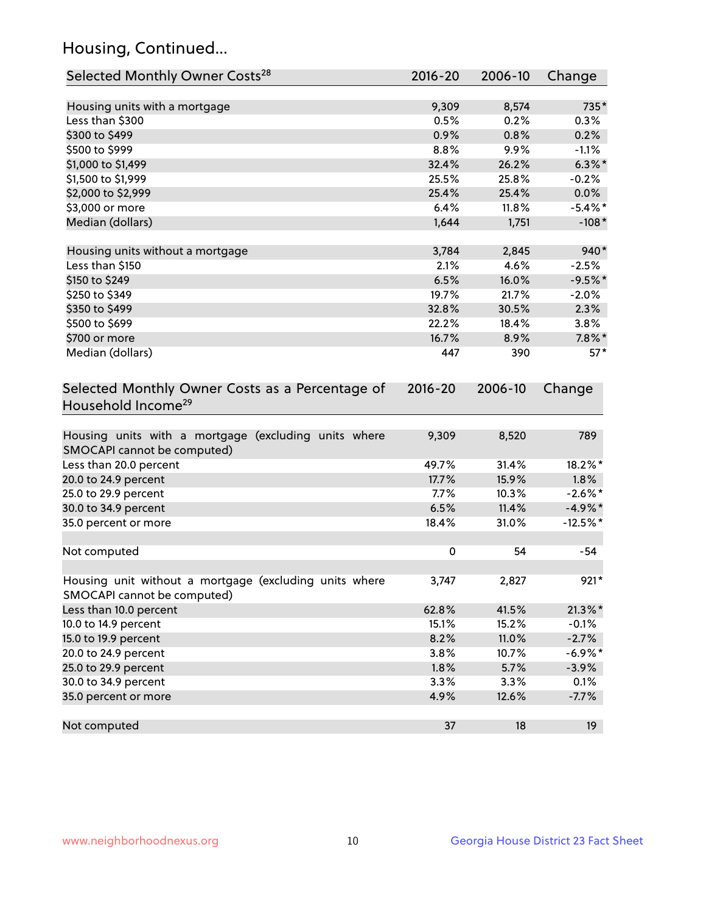## Housing, Continued...

| Selected Monthly Owner Costs[28] | 2016-20 | 2006-10 | Change |
|---|---|---|---|
| Housing units with a mortgage | 9,309 | 8,574 | 735* |
| Less than $300 | 0.5% | 0.2% | 0.3% |
| $300 to $499 | 0.9% | 0.8% | 0.2% |
| $500 to $999 | 8.8% | 9.9% | -1.1% |
| $1,000 to $1,499 | 32.4% | 26.2% | 6.3%* |
| $1,500 to $1,999 | 25.5% | 25.8% | -0.2% |
| $2,000 to $2,999 | 25.4% | 25.4% | 0.0% |
| $3,000 or more | 6.4% | 11.8% | -5.4%* |
| Median (dollars) | 1,644 | 1,751 | -108* |
| Housing units without a mortgage | 3,784 | 2,845 | 940* |
| Less than $150 | 2.1% | 4.6% | -2.5% |
| $150 to $249 | 6.5% | 16.0% | -9.5%* |
| $250 to $349 | 19.7% | 21.7% | -2.0% |
| $350 to $499 | 32.8% | 30.5% | 2.3% |
| $500 to $699 | 22.2% | 18.4% | 3.8% |
| $700 or more | 16.7% | 8.9% | 7.8%* |
| Median (dollars) | 447 | 390 | 57* |

| Selected Monthly Owner Costs as a Percentage of Household Income[29] | 2016-20 | 2006-10 | Change |
|---|---|---|---|
| Housing units with a mortgage (excluding units where SMOCAPI cannot be computed) | 9,309 | 8,520 | 789 |
| Less than 20.0 percent | 49.7% | 31.4% | 18.2%* |
| 20.0 to 24.9 percent | 17.7% | 15.9% | 1.8% |
| 25.0 to 29.9 percent | 7.7% | 10.3% | -2.6%* |
| 30.0 to 34.9 percent | 6.5% | 11.4% | -4.9%* |
| 35.0 percent or more | 18.4% | 31.0% | -12.5%* |
| Not computed | 0 | 54 | -54 |
| Housing unit without a mortgage (excluding units where SMOCAPI cannot be computed) | 3,747 | 2,827 | 921* |
| Less than 10.0 percent | 62.8% | 41.5% | 21.3%* |
| 10.0 to 14.9 percent | 15.1% | 15.2% | -0.1% |
| 15.0 to 19.9 percent | 8.2% | 11.0% | -2.7% |
| 20.0 to 24.9 percent | 3.8% | 10.7% | -6.9%* |
| 25.0 to 29.9 percent | 1.8% | 5.7% | -3.9% |
| 30.0 to 34.9 percent | 3.3% | 3.3% | 0.1% |
| 35.0 percent or more | 4.9% | 12.6% | -7.7% |
| Not computed | 37 | 18 | 19 |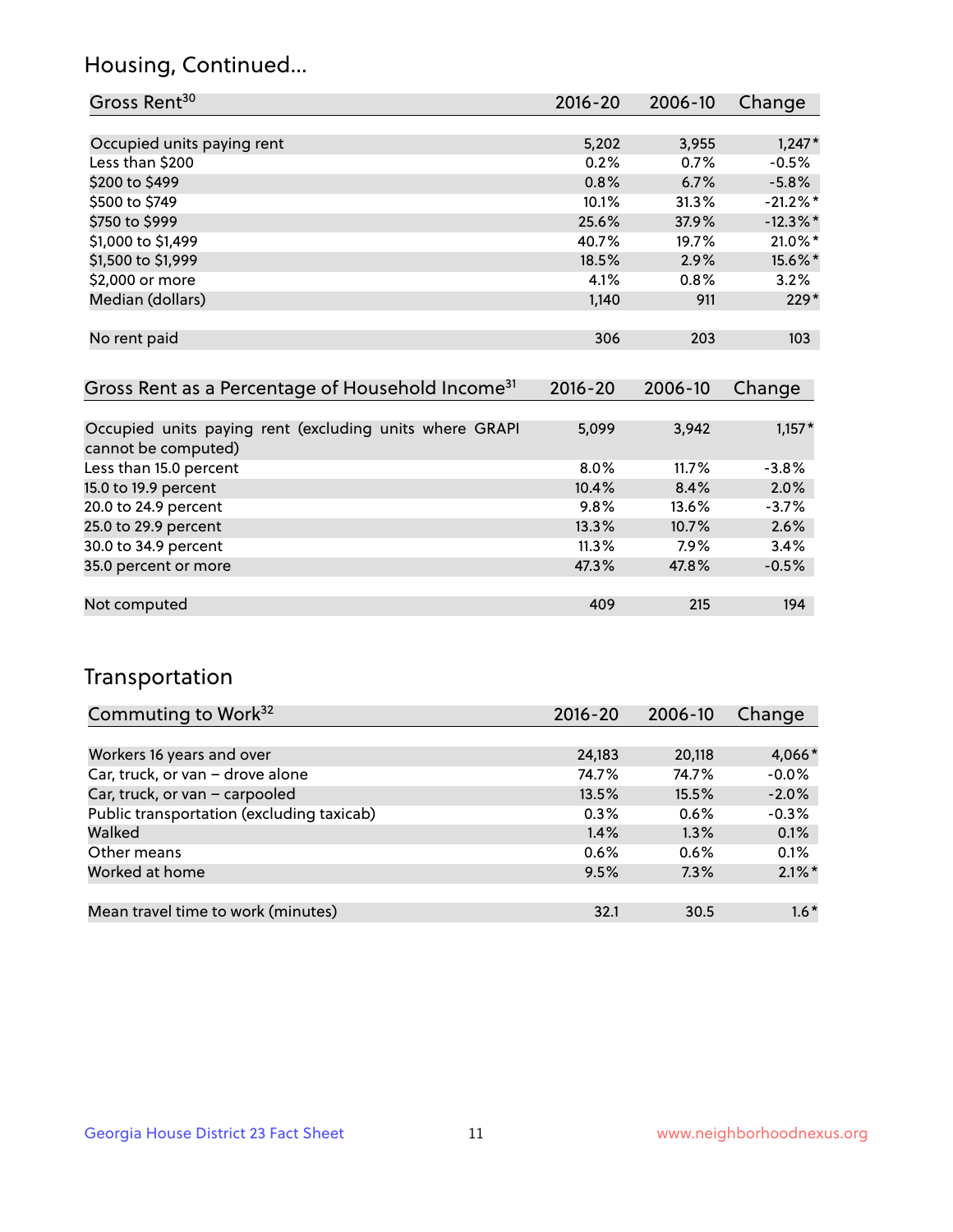## Housing, Continued...

| Gross Rent[30] | 2016-20 | 2006-10 | Change |
|---|---|---|---|
| Occupied units paying rent | 5,202 | 3,955 | 1,247* |
| Less than $200 | 0.2% | 0.7% | -0.5% |
| $200 to $499 | 0.8% | 6.7% | -5.8% |
| $500 to $749 | 10.1% | 31.3% | -21.2%* |
| $750 to $999 | 25.6% | 37.9% | -12.3%* |
| $1,000 to $1,499 | 40.7% | 19.7% | 21.0%* |
| $1,500 to $1,999 | 18.5% | 2.9% | 15.6%* |
| $2,000 or more | 4.1% | 0.8% | 3.2% |
| Median (dollars) | 1,140 | 911 | 229* |
| No rent paid | 306 | 203 | 103 |

| Gross Rent as a Percentage of Household Income[31] | 2016-20 | 2006-10 | Change |
|---|---|---|---|
| Occupied units paying rent (excluding units where GRAPI cannot be computed) | 5,099 | 3,942 | 1,157* |
| Less than 15.0 percent | 8.0% | 11.7% | -3.8% |
| 15.0 to 19.9 percent | 10.4% | 8.4% | 2.0% |
| 20.0 to 24.9 percent | 9.8% | 13.6% | -3.7% |
| 25.0 to 29.9 percent | 13.3% | 10.7% | 2.6% |
| 30.0 to 34.9 percent | 11.3% | 7.9% | 3.4% |
| 35.0 percent or more | 47.3% | 47.8% | -0.5% |
| Not computed | 409 | 215 | 194 |

## Transportation

| Commuting to Work[32] | 2016-20 | 2006-10 | Change |
|---|---|---|---|
| Workers 16 years and over | 24,183 | 20,118 | 4,066* |
| Car, truck, or van – drove alone | 74.7% | 74.7% | -0.0% |
| Car, truck, or van – carpooled | 13.5% | 15.5% | -2.0% |
| Public transportation (excluding taxicab) | 0.3% | 0.6% | -0.3% |
| Walked | 1.4% | 1.3% | 0.1% |
| Other means | 0.6% | 0.6% | 0.1% |
| Worked at home | 9.5% | 7.3% | 2.1%* |
| Mean travel time to work (minutes) | 32.1 | 30.5 | 1.6* |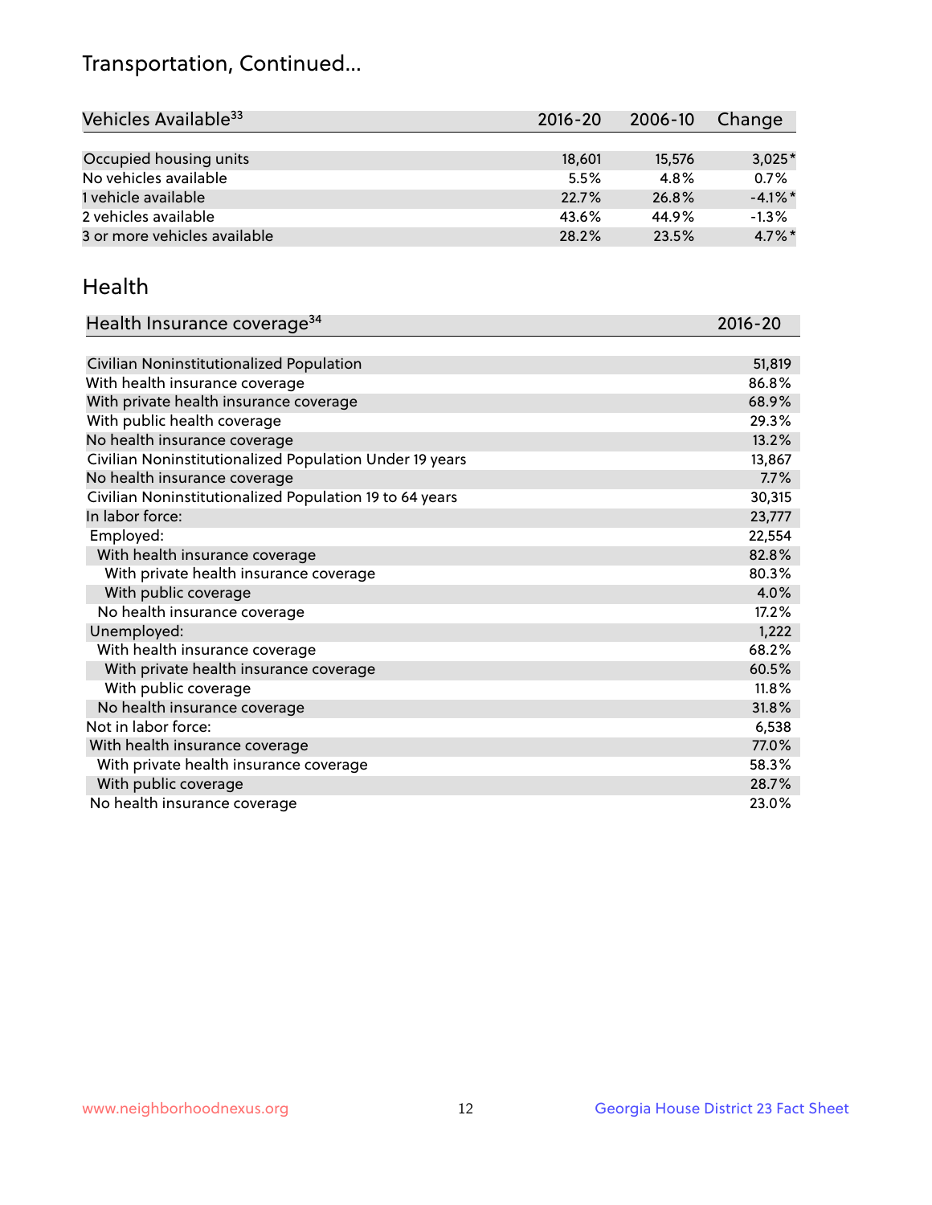# Transportation, Continued...

| Vehicles Available[33] | 2016-20 | 2006-10 | Change |
|---|---|---|---|
| Occupied housing units | 18,601 | 15,576 | 3,025* |
| No vehicles available | 5.5% | 4.8% | 0.7% |
| 1 vehicle available | 22.7% | 26.8% | -4.1%* |
| 2 vehicles available | 43.6% | 44.9% | -1.3% |
| 3 or more vehicles available | 28.2% | 23.5% | 4.7%* |

## Health

| Health Insurance coverage[34] | 2016-20 |
|---|---|
| Civilian Noninstitutionalized Population | 51,819 |
| With health insurance coverage | 86.8% |
| With private health insurance coverage | 68.9% |
| With public health coverage | 29.3% |
| No health insurance coverage | 13.2% |
| Civilian Noninstitutionalized Population Under 19 years | 13,867 |
| No health insurance coverage | 7.7% |
| Civilian Noninstitutionalized Population 19 to 64 years | 30,315 |
| In labor force: | 23,777 |
| Employed: | 22,554 |
| With health insurance coverage | 82.8% |
| With private health insurance coverage | 80.3% |
| With public coverage | 4.0% |
| No health insurance coverage | 17.2% |
| Unemployed: | 1,222 |
| With health insurance coverage | 68.2% |
| With private health insurance coverage | 60.5% |
| With public coverage | 11.8% |
| No health insurance coverage | 31.8% |
| Not in labor force: | 6,538 |
| With health insurance coverage | 77.0% |
| With private health insurance coverage | 58.3% |
| With public coverage | 28.7% |
| No health insurance coverage | 23.0% |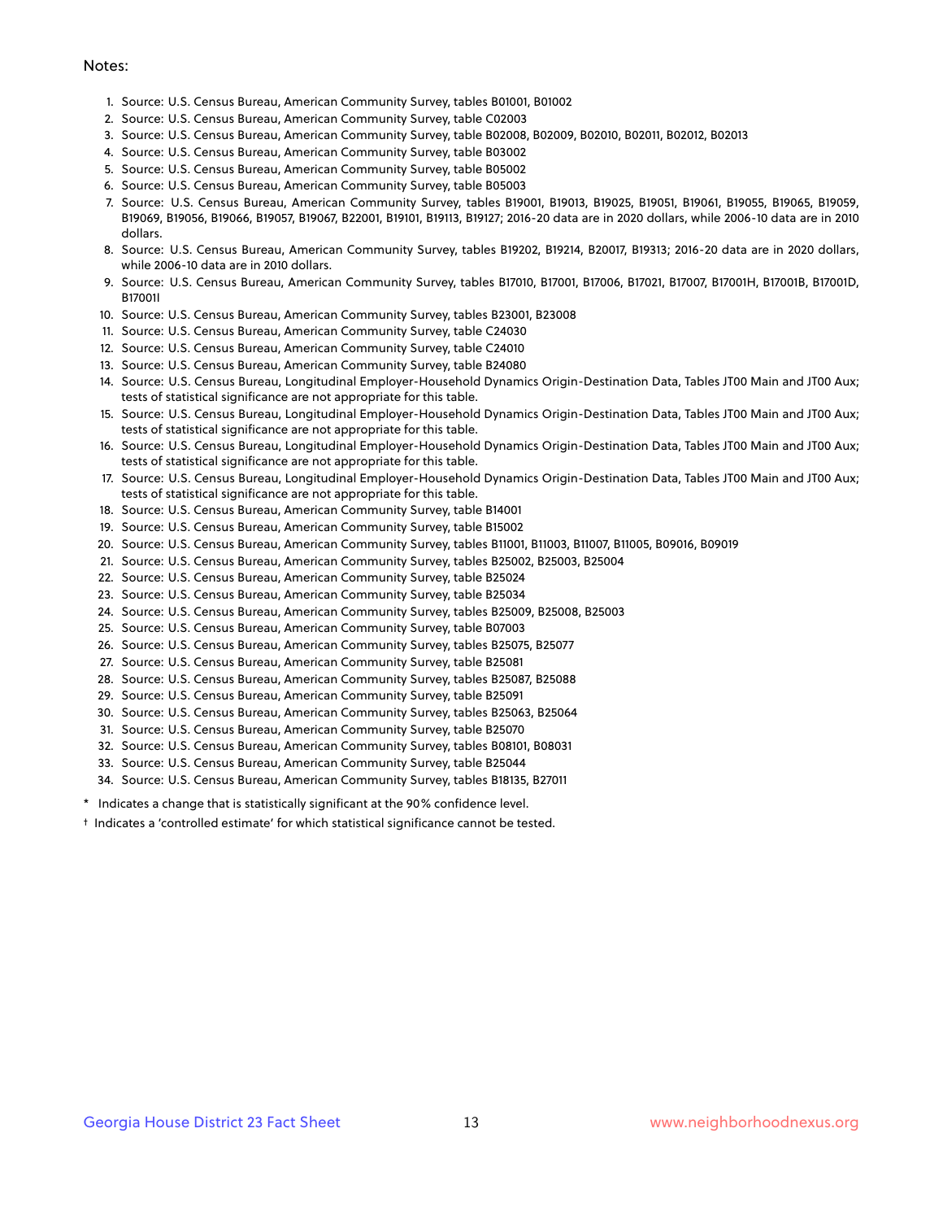Notes:

1. Source: U.S. Census Bureau, American Community Survey, tables B01001, B01002
2. Source: U.S. Census Bureau, American Community Survey, table C02003
3. Source: U.S. Census Bureau, American Community Survey, table B02008, B02009, B02010, B02011, B02012, B02013
4. Source: U.S. Census Bureau, American Community Survey, table B03002
5. Source: U.S. Census Bureau, American Community Survey, table B05002
6. Source: U.S. Census Bureau, American Community Survey, table B05003
7. Source: U.S. Census Bureau, American Community Survey, tables B19001, B19013, B19025, B19051, B19061, B19055, B19065, B19059, B19069, B19056, B19066, B19057, B19067, B22001, B19101, B19113, B19127; 2016-20 data are in 2020 dollars, while 2006-10 data are in 2010 dollars.
8. Source: U.S. Census Bureau, American Community Survey, tables B19202, B19214, B20017, B19313; 2016-20 data are in 2020 dollars, while 2006-10 data are in 2010 dollars.
9. Source: U.S. Census Bureau, American Community Survey, tables B17010, B17001, B17006, B17021, B17007, B17001H, B17001B, B17001D, B17001I
10. Source: U.S. Census Bureau, American Community Survey, tables B23001, B23008
11. Source: U.S. Census Bureau, American Community Survey, table C24030
12. Source: U.S. Census Bureau, American Community Survey, table C24010
13. Source: U.S. Census Bureau, American Community Survey, table B24080
14. Source: U.S. Census Bureau, Longitudinal Employer-Household Dynamics Origin-Destination Data, Tables JT00 Main and JT00 Aux; tests of statistical significance are not appropriate for this table.
15. Source: U.S. Census Bureau, Longitudinal Employer-Household Dynamics Origin-Destination Data, Tables JT00 Main and JT00 Aux; tests of statistical significance are not appropriate for this table.
16. Source: U.S. Census Bureau, Longitudinal Employer-Household Dynamics Origin-Destination Data, Tables JT00 Main and JT00 Aux; tests of statistical significance are not appropriate for this table.
17. Source: U.S. Census Bureau, Longitudinal Employer-Household Dynamics Origin-Destination Data, Tables JT00 Main and JT00 Aux; tests of statistical significance are not appropriate for this table.
18. Source: U.S. Census Bureau, American Community Survey, table B14001
19. Source: U.S. Census Bureau, American Community Survey, table B15002
20. Source: U.S. Census Bureau, American Community Survey, tables B11001, B11003, B11007, B11005, B09016, B09019
21. Source: U.S. Census Bureau, American Community Survey, tables B25002, B25003, B25004
22. Source: U.S. Census Bureau, American Community Survey, table B25024
23. Source: U.S. Census Bureau, American Community Survey, table B25034
24. Source: U.S. Census Bureau, American Community Survey, tables B25009, B25008, B25003
25. Source: U.S. Census Bureau, American Community Survey, table B07003
26. Source: U.S. Census Bureau, American Community Survey, tables B25075, B25077
27. Source: U.S. Census Bureau, American Community Survey, table B25081
28. Source: U.S. Census Bureau, American Community Survey, tables B25087, B25088
29. Source: U.S. Census Bureau, American Community Survey, table B25091
30. Source: U.S. Census Bureau, American Community Survey, tables B25063, B25064
31. Source: U.S. Census Bureau, American Community Survey, table B25070
32. Source: U.S. Census Bureau, American Community Survey, tables B08101, B08031
33. Source: U.S. Census Bureau, American Community Survey, table B25044
34. Source: U.S. Census Bureau, American Community Survey, tables B18135, B27011

\* Indicates a change that is statistically significant at the 90% confidence level.

† Indicates a 'controlled estimate' for which statistical significance cannot be tested.